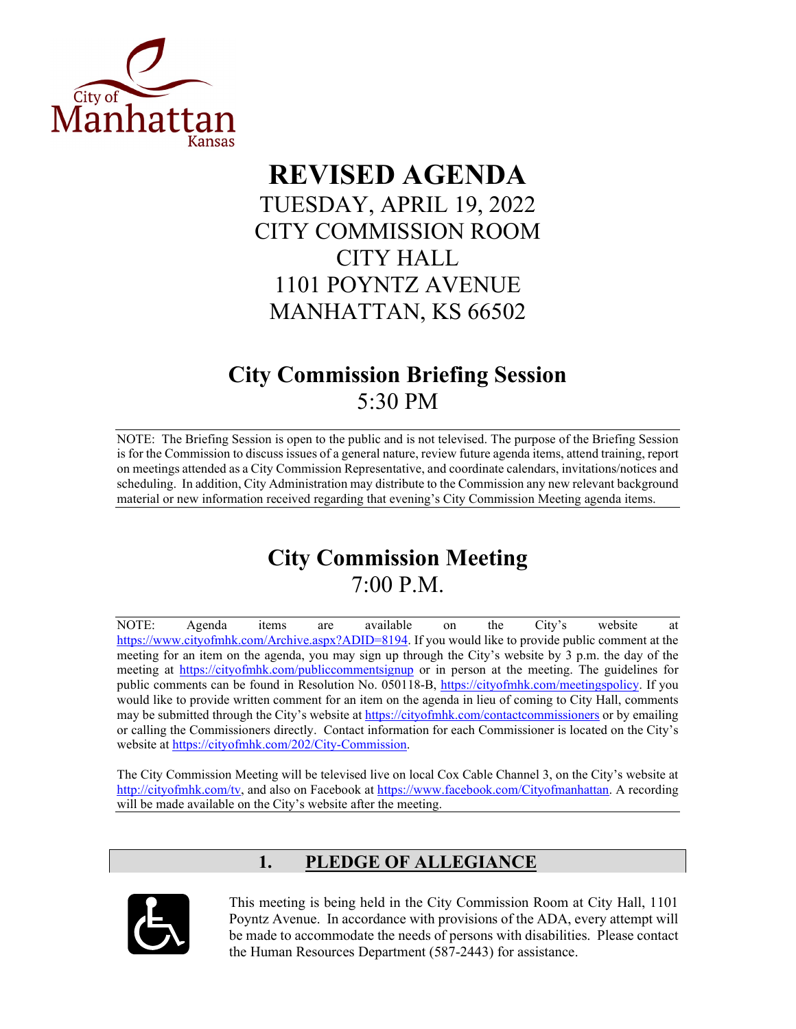# REVISED AGENDA

TUESDAY, APRIL 19, 2022
CITY COMMISSION ROOM
CITY HALL
1101 POYNTZ AVENUE
MANHATTAN, KS 66502

## City Commission Briefing Session

5:30 PM

NOTE: The Briefing Session is open to the public and is not televised. The purpose of the Briefing Session is for the Commission to discuss issues of a general nature, review future agenda items, attend training, report on meetings attended as a City Commission Representative, and coordinate calendars, invitations/notices and scheduling. In addition, City Administration may distribute to the Commission any new relevant background material or new information received regarding that evening's City Commission Meeting agenda items.

## City Commission Meeting

7:00 P.M.

NOTE: Agenda items are available on the City's website at https://www.cityofmhk.com/Archive.aspx?ADID=8194. If you would like to provide public comment at the meeting for an item on the agenda, you may sign up through the City's website by 3 p.m. the day of the meeting at https://cityofmhk.com/publiccommentsignup or in person at the meeting. The guidelines for public comments can be found in Resolution No. 050118-B, https://cityofmhk.com/meetingspolicy. If you would like to provide written comment for an item on the agenda in lieu of coming to City Hall, comments may be submitted through the City's website at https://cityofmhk.com/contactcommissioners or by emailing or calling the Commissioners directly. Contact information for each Commissioner is located on the City's website at https://cityofmhk.com/202/City-Commission.

The City Commission Meeting will be televised live on local Cox Cable Channel 3, on the City's website at http://cityofmhk.com/tv, and also on Facebook at https://www.facebook.com/Cityofmanhattan. A recording will be made available on the City's website after the meeting.

## 1. PLEDGE OF ALLEGIANCE

This meeting is being held in the City Commission Room at City Hall, 1101 Poyntz Avenue. In accordance with provisions of the ADA, every attempt will be made to accommodate the needs of persons with disabilities. Please contact the Human Resources Department (587-2443) for assistance.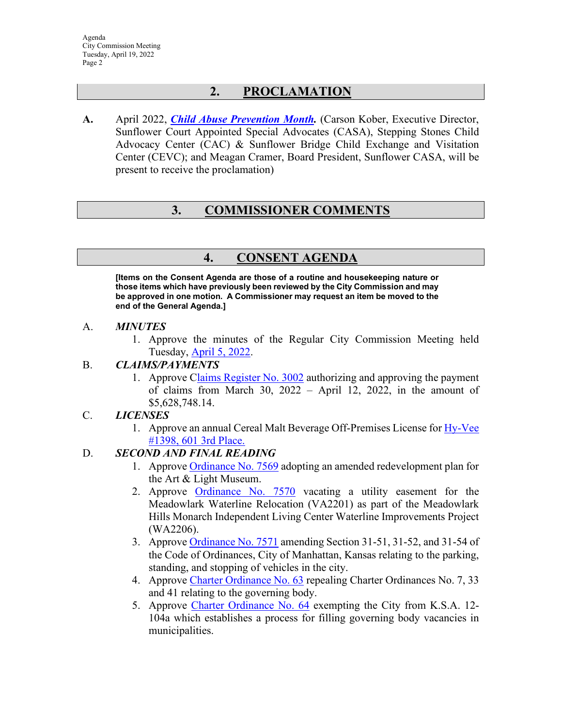## 2. PROCLAMATION

**A.** April 2022, ***Child Abuse Prevention Month.*** (Carson Kober, Executive Director, Sunflower Court Appointed Special Advocates (CASA), Stepping Stones Child Advocacy Center (CAC) & Sunflower Bridge Child Exchange and Visitation Center (CEVC); and Meagan Cramer, Board President, Sunflower CASA, will be present to receive the proclamation)

## 3. COMMISSIONER COMMENTS

## 4. CONSENT AGENDA

**[Items on the Consent Agenda are those of a routine and housekeeping nature or those items which have previously been reviewed by the City Commission and may be approved in one motion. A Commissioner may request an item be moved to the end of the General Agenda.]**

A. ***MINUTES***

1. Approve the minutes of the Regular City Commission Meeting held Tuesday, April 5, 2022.

B. ***CLAIMS/PAYMENTS***

1. Approve Claims Register No. 3002 authorizing and approving the payment of claims from March 30, 2022 – April 12, 2022, in the amount of $5,628,748.14.

C. ***LICENSES***

1. Approve an annual Cereal Malt Beverage Off-Premises License for Hy-Vee #1398, 601 3rd Place.

D. ***SECOND AND FINAL READING***

1. Approve Ordinance No. 7569 adopting an amended redevelopment plan for the Art & Light Museum.
2. Approve Ordinance No. 7570 vacating a utility easement for the Meadowlark Waterline Relocation (VA2201) as part of the Meadowlark Hills Monarch Independent Living Center Waterline Improvements Project (WA2206).
3. Approve Ordinance No. 7571 amending Section 31-51, 31-52, and 31-54 of the Code of Ordinances, City of Manhattan, Kansas relating to the parking, standing, and stopping of vehicles in the city.
4. Approve Charter Ordinance No. 63 repealing Charter Ordinances No. 7, 33 and 41 relating to the governing body.
5. Approve Charter Ordinance No. 64 exempting the City from K.S.A. 12-104a which establishes a process for filling governing body vacancies in municipalities.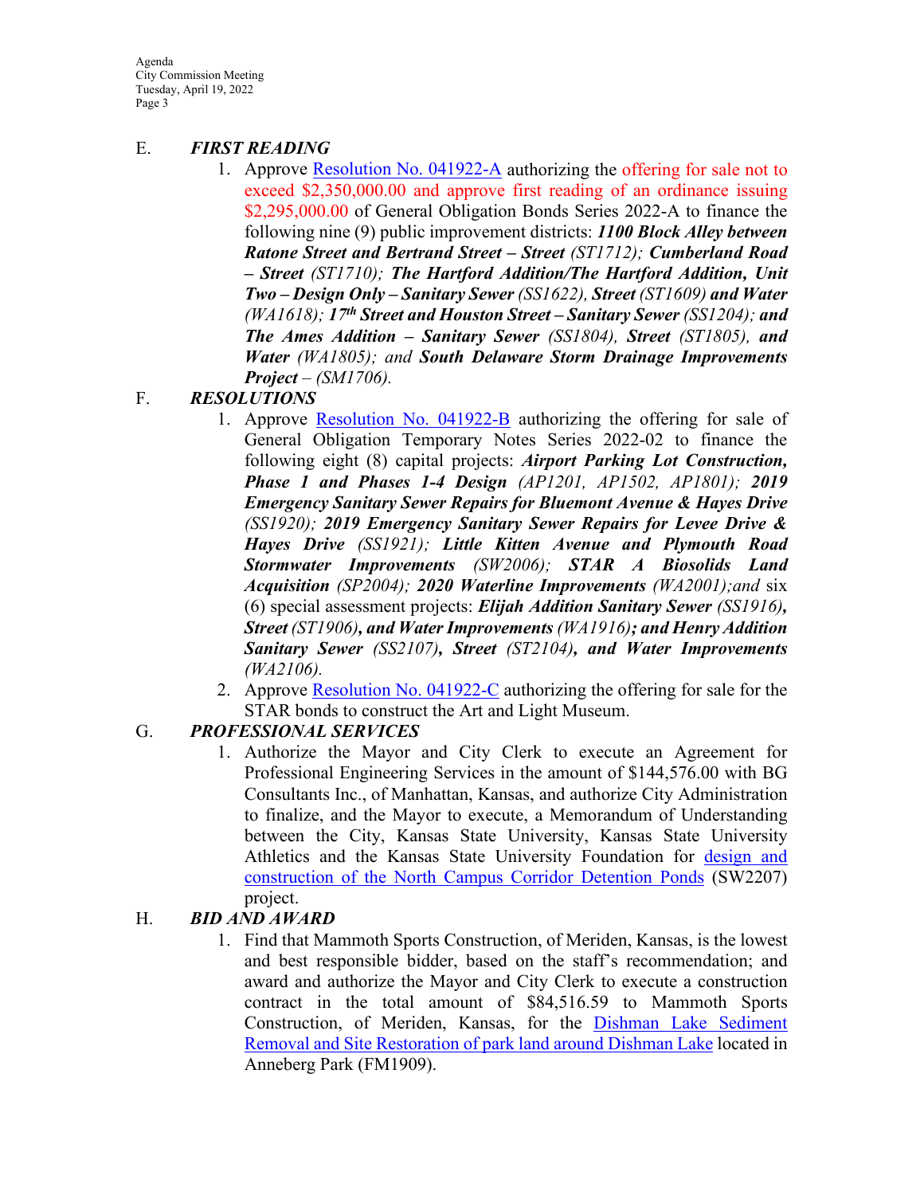E. ***FIRST READING***

1. Approve [Resolution No. 041922-A] authorizing the offering for sale not to exceed $2,350,000.00 and approve first reading of an ordinance issuing $2,295,000.00 of General Obligation Bonds Series 2022-A to finance the following nine (9) public improvement districts: ***1100 Block Alley between Ratone Street and Bertrand Street – Street*** *(ST1712)*; ***Cumberland Road – Street*** *(ST1710)*; ***The Hartford Addition/The Hartford Addition, Unit Two – Design Only – Sanitary Sewer*** *(SS1622),* ***Street*** *(ST1609)* ***and Water*** *(WA1618)*; ***17th Street and Houston Street – Sanitary Sewer*** *(SS1204)*; ***and The Ames Addition – Sanitary Sewer*** *(SS1804),* ***Street*** *(ST1805),* ***and Water*** *(WA1805); and* ***South Delaware Storm Drainage Improvements Project*** *– (SM1706).*

F. ***RESOLUTIONS***

1. Approve [Resolution No. 041922-B] authorizing the offering for sale of General Obligation Temporary Notes Series 2022-02 to finance the following eight (8) capital projects: ***Airport Parking Lot Construction, Phase 1 and Phases 1-4 Design*** *(AP1201, AP1502, AP1801)*; ***2019 Emergency Sanitary Sewer Repairs for Bluemont Avenue & Hayes Drive*** *(SS1920)*; ***2019 Emergency Sanitary Sewer Repairs for Levee Drive & Hayes Drive*** *(SS1921)*; ***Little Kitten Avenue and Plymouth Road Stormwater Improvements*** *(SW2006)*; ***STAR A Biosolids Land Acquisition*** *(SP2004)*; ***2020 Waterline Improvements*** *(WA2001);and* six (6) special assessment projects: ***Elijah Addition Sanitary Sewer*** *(SS1916)*, ***Street*** *(ST1906)*, ***and Water Improvements*** *(WA1916)*; ***and Henry Addition Sanitary Sewer*** *(SS2107)*, ***Street*** *(ST2104)*, ***and Water Improvements*** *(WA2106).*
2. Approve [Resolution No. 041922-C] authorizing the offering for sale for the STAR bonds to construct the Art and Light Museum.

G. ***PROFESSIONAL SERVICES***

1. Authorize the Mayor and City Clerk to execute an Agreement for Professional Engineering Services in the amount of $144,576.00 with BG Consultants Inc., of Manhattan, Kansas, and authorize City Administration to finalize, and the Mayor to execute, a Memorandum of Understanding between the City, Kansas State University, Kansas State University Athletics and the Kansas State University Foundation for [design and construction of the North Campus Corridor Detention Ponds] (SW2207) project.

H. ***BID AND AWARD***

1. Find that Mammoth Sports Construction, of Meriden, Kansas, is the lowest and best responsible bidder, based on the staff's recommendation; and award and authorize the Mayor and City Clerk to execute a construction contract in the total amount of $84,516.59 to Mammoth Sports Construction, of Meriden, Kansas, for the [Dishman Lake Sediment Removal and Site Restoration of park land around Dishman Lake] located in Anneberg Park (FM1909).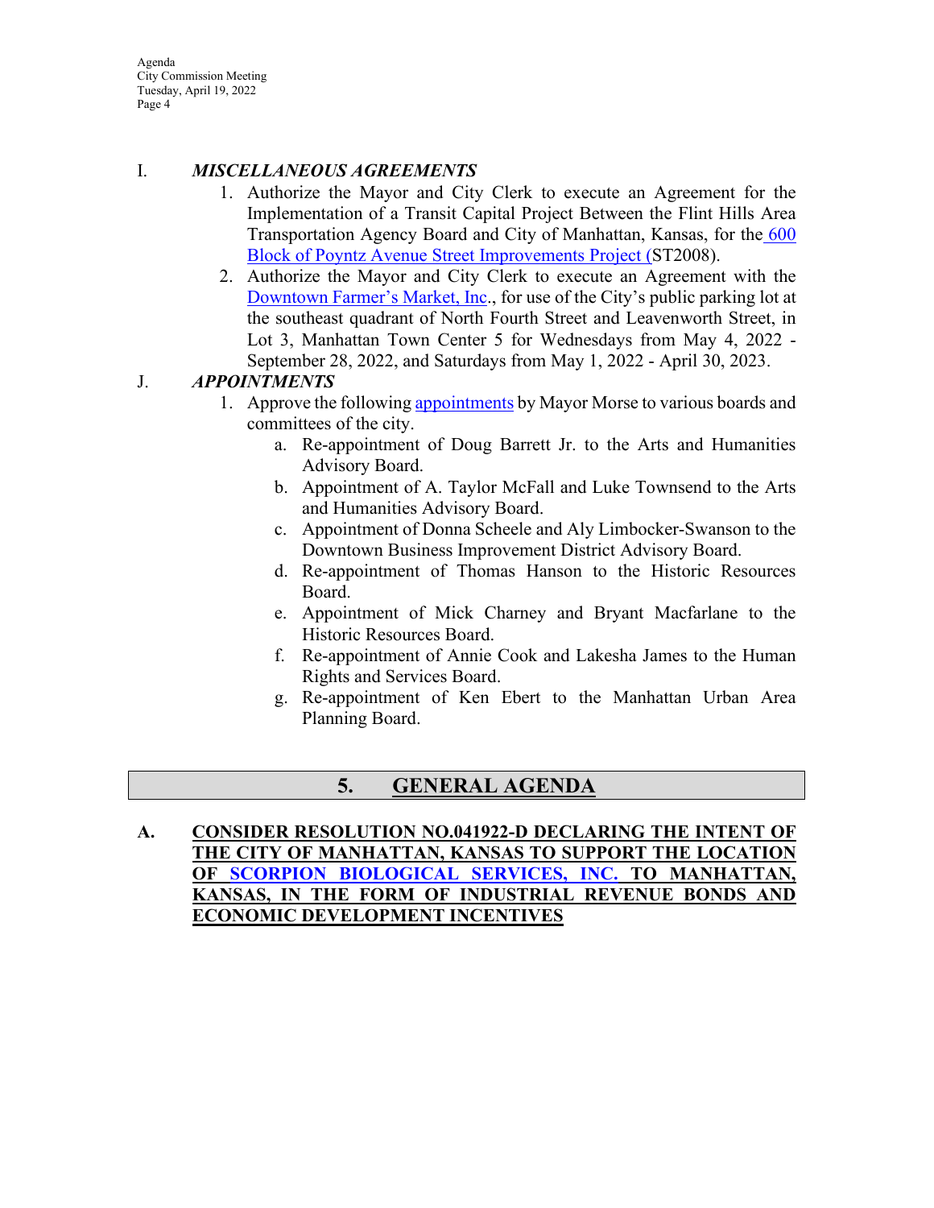I. ***MISCELLANEOUS AGREEMENTS***

1. Authorize the Mayor and City Clerk to execute an Agreement for the Implementation of a Transit Capital Project Between the Flint Hills Area Transportation Agency Board and City of Manhattan, Kansas, for the 600 Block of Poyntz Avenue Street Improvements Project (ST2008).
2. Authorize the Mayor and City Clerk to execute an Agreement with the Downtown Farmer's Market, Inc., for use of the City's public parking lot at the southeast quadrant of North Fourth Street and Leavenworth Street, in Lot 3, Manhattan Town Center 5 for Wednesdays from May 4, 2022 - September 28, 2022, and Saturdays from May 1, 2022 - April 30, 2023.

J. ***APPOINTMENTS***

1. Approve the following appointments by Mayor Morse to various boards and committees of the city.
   a. Re-appointment of Doug Barrett Jr. to the Arts and Humanities Advisory Board.
   b. Appointment of A. Taylor McFall and Luke Townsend to the Arts and Humanities Advisory Board.
   c. Appointment of Donna Scheele and Aly Limbocker-Swanson to the Downtown Business Improvement District Advisory Board.
   d. Re-appointment of Thomas Hanson to the Historic Resources Board.
   e. Appointment of Mick Charney and Bryant Macfarlane to the Historic Resources Board.
   f. Re-appointment of Annie Cook and Lakesha James to the Human Rights and Services Board.
   g. Re-appointment of Ken Ebert to the Manhattan Urban Area Planning Board.

## 5. GENERAL AGENDA

**A. CONSIDER RESOLUTION NO.041922-D DECLARING THE INTENT OF THE CITY OF MANHATTAN, KANSAS TO SUPPORT THE LOCATION OF SCORPION BIOLOGICAL SERVICES, INC. TO MANHATTAN, KANSAS, IN THE FORM OF INDUSTRIAL REVENUE BONDS AND ECONOMIC DEVELOPMENT INCENTIVES**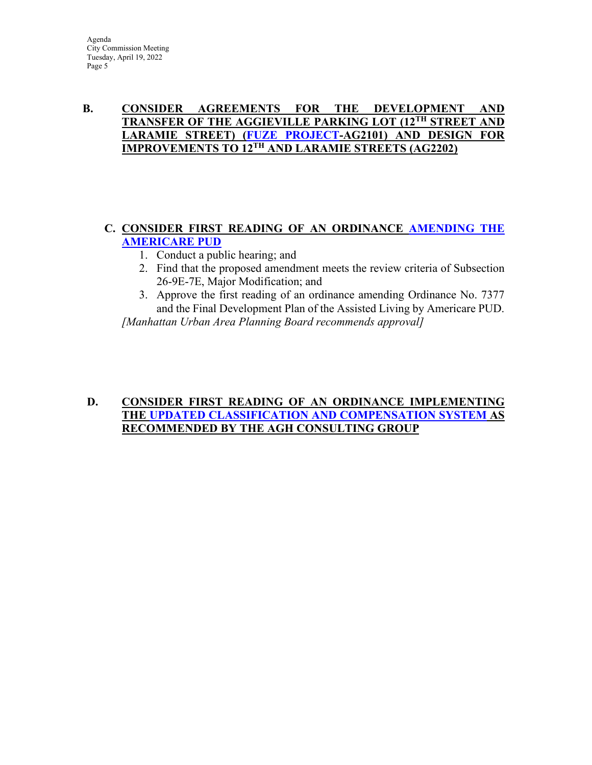**B. CONSIDER AGREEMENTS FOR THE DEVELOPMENT AND TRANSFER OF THE AGGIEVILLE PARKING LOT (12TH STREET AND LARAMIE STREET) (FUZE PROJECT-AG2101) AND DESIGN FOR IMPROVEMENTS TO 12TH AND LARAMIE STREETS (AG2202)**

**C. CONSIDER FIRST READING OF AN ORDINANCE AMENDING THE AMERICARE PUD**

1. Conduct a public hearing; and
2. Find that the proposed amendment meets the review criteria of Subsection 26-9E-7E, Major Modification; and
3. Approve the first reading of an ordinance amending Ordinance No. 7377 and the Final Development Plan of the Assisted Living by Americare PUD.

*[Manhattan Urban Area Planning Board recommends approval]*

**D. CONSIDER FIRST READING OF AN ORDINANCE IMPLEMENTING THE UPDATED CLASSIFICATION AND COMPENSATION SYSTEM AS RECOMMENDED BY THE AGH CONSULTING GROUP**